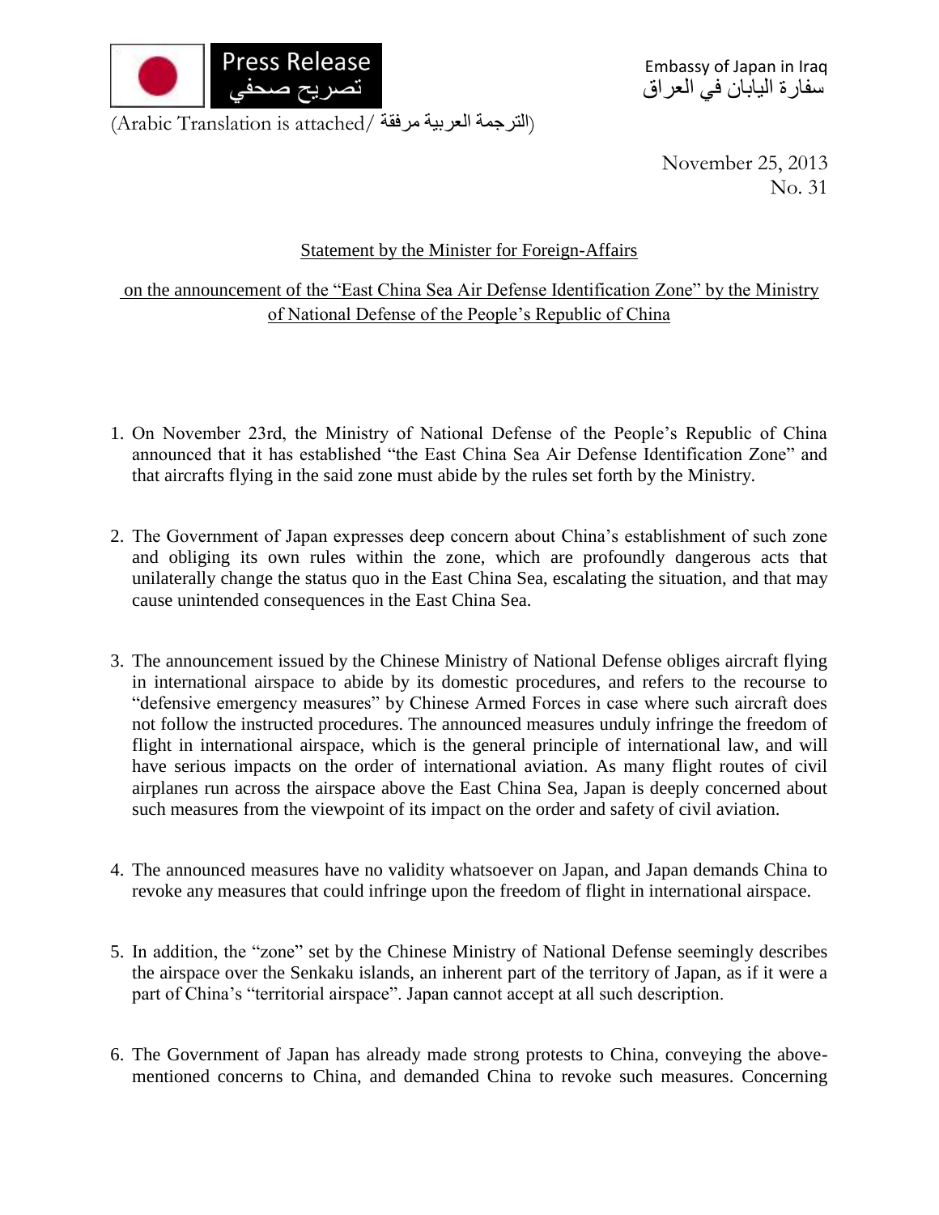Press Release
تصريح صحفي

Embassy of Japan in Iraq
سفارة اليابان في العراق

(Arabic Translation is attached/ الترجمة العربية مرفقة)

November 25, 2013
No. 31

## Statement by the Minister for Foreign-Affairs

## on the announcement of the "East China Sea Air Defense Identification Zone" by the Ministry of National Defense of the People's Republic of China

1. On November 23rd, the Ministry of National Defense of the People's Republic of China announced that it has established "the East China Sea Air Defense Identification Zone" and that aircrafts flying in the said zone must abide by the rules set forth by the Ministry.

2. The Government of Japan expresses deep concern about China's establishment of such zone and obliging its own rules within the zone, which are profoundly dangerous acts that unilaterally change the status quo in the East China Sea, escalating the situation, and that may cause unintended consequences in the East China Sea.

3. The announcement issued by the Chinese Ministry of National Defense obliges aircraft flying in international airspace to abide by its domestic procedures, and refers to the recourse to "defensive emergency measures" by Chinese Armed Forces in case where such aircraft does not follow the instructed procedures. The announced measures unduly infringe the freedom of flight in international airspace, which is the general principle of international law, and will have serious impacts on the order of international aviation. As many flight routes of civil airplanes run across the airspace above the East China Sea, Japan is deeply concerned about such measures from the viewpoint of its impact on the order and safety of civil aviation.

4. The announced measures have no validity whatsoever on Japan, and Japan demands China to revoke any measures that could infringe upon the freedom of flight in international airspace.

5. In addition, the "zone" set by the Chinese Ministry of National Defense seemingly describes the airspace over the Senkaku islands, an inherent part of the territory of Japan, as if it were a part of China's "territorial airspace". Japan cannot accept at all such description.

6. The Government of Japan has already made strong protests to China, conveying the above-mentioned concerns to China, and demanded China to revoke such measures. Concerning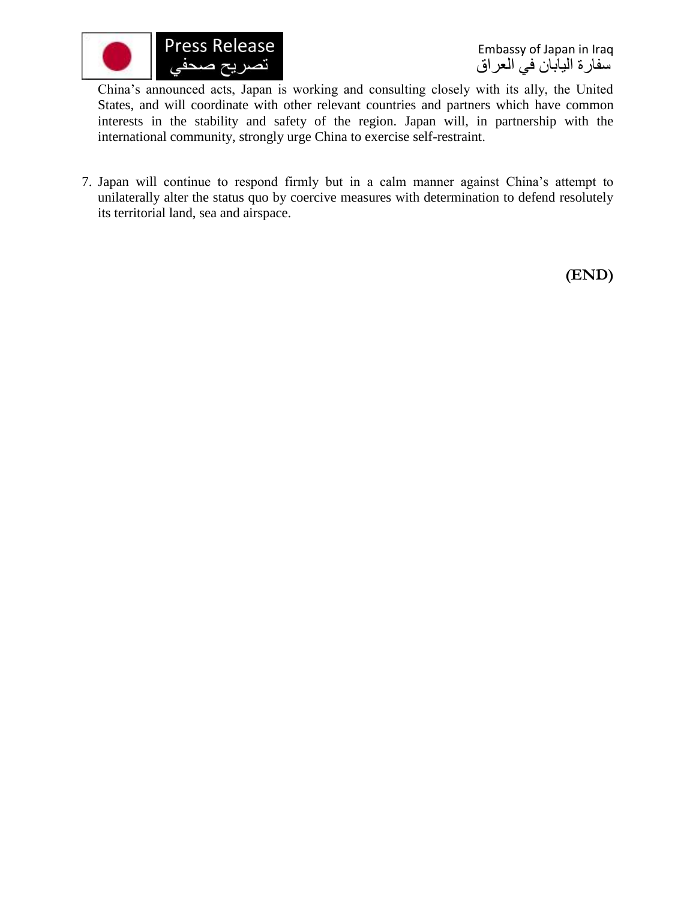China's announced acts, Japan is working and consulting closely with its ally, the United States, and will coordinate with other relevant countries and partners which have common interests in the stability and safety of the region. Japan will, in partnership with the international community, strongly urge China to exercise self-restraint.

7. Japan will continue to respond firmly but in a calm manner against China's attempt to unilaterally alter the status quo by coercive measures with determination to defend resolutely its territorial land, sea and airspace.

**(END)**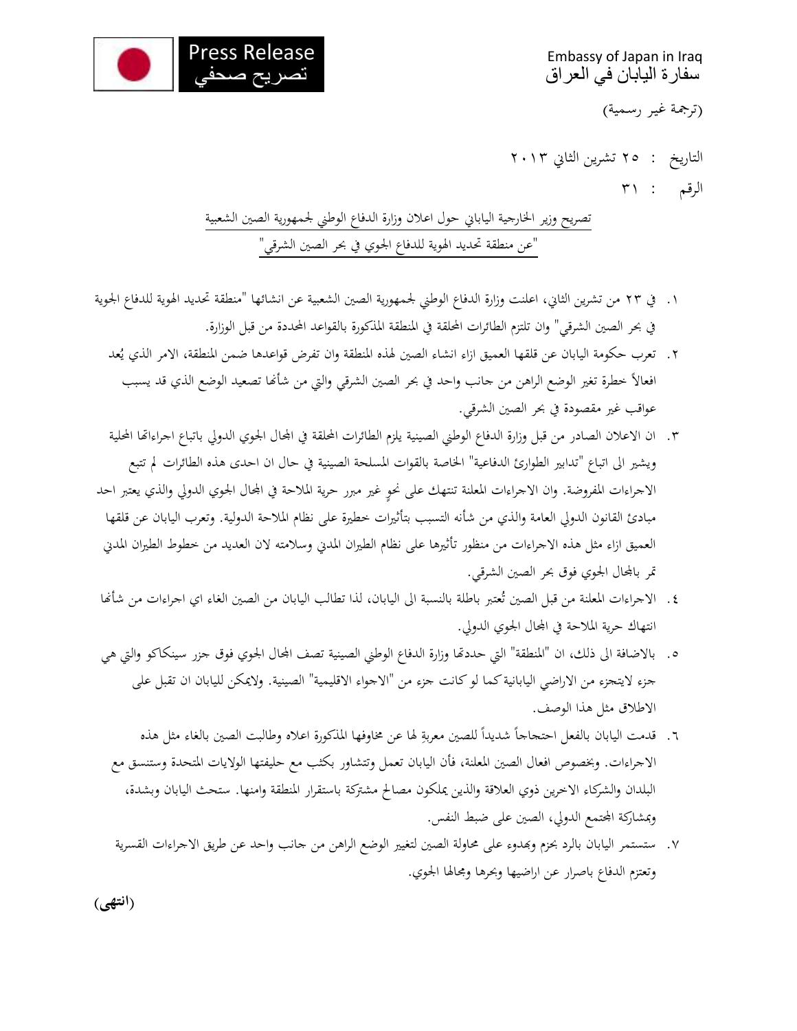Press Release
تصريح صحفي

Embassy of Japan in Iraq
سفارة اليابان في العراق

(ترجمة غير رسمية)

التاريخ : ٢٥ تشرين الثاني ٢٠١٣

الرقم : ٣١

**تصريح وزير الخارجية الياباني حول اعلان وزارة الدفاع الوطني لجمهورية الصين الشعبية "عن منطقة تحديد الهوية للدفاع الجوي في بحر الصين الشرقي"**

١. في ٢٣ من تشرين الثاني، اعلنت وزارة الدفاع الوطني لجمهورية الصين الشعبية عن انشائها "منطقة تحديد الهوية للدفاع الجوية في بحر الصين الشرقي" وان تلتزم الطائرات المحلقة في المنطقة المذكورة بالقواعد المحددة من قبل الوزارة.

٢. تعرب حكومة اليابان عن قلقها العميق ازاء انشاء الصين لهذه المنطقة وان تفرض قواعدها ضمن المنطقة، الامر الذي يُعد افعالاً خطرة تغير الوضع الراهن من جانب واحد في بحر الصين الشرقي والتي من شأنها تصعيد الوضع الذي قد يسبب عواقب غير مقصودة في بحر الصين الشرقي.

٣. ان الاعلان الصادر من قبل وزارة الدفاع الوطني الصينية يلزم الطائرات المحلقة في المجال الجوي الدولي باتباع اجراءاتها المحلية ويشير الى اتباع "تدابير الطوارئ الدفاعية" الخاصة بالقوات المسلحة الصينية في حال ان احدى هذه الطائرات لم تتبع الاجراءات المفروضة. وان الاجراءات المعلنة تنتهك على نحوٍ غير مبرر حرية الملاحة في المجال الجوي الدولي والذي يعتبر احد مبادئ القانون الدولي العامة والذي من شأنه التسبب بتأثيرات خطيرة على نظام الملاحة الدولية. وتعرب اليابان عن قلقها العميق ازاء مثل هذه الاجراءات من منظور تأثيرها على نظام الطيران المدني وسلامته لان العديد من خطوط الطيران المدني تمر بالمجال الجوي فوق بحر الصين الشرقي.

٤. الاجراءات المعلنة من قبل الصين تُعتبر باطلة بالنسبة الى اليابان، لذا تطالب اليابان من الصين الغاء اي اجراءات من شأنها انتهاك حرية الملاحة في المجال الجوي الدولي.

٥. بالاضافة الى ذلك، ان "المنطقة" التي حددتها وزارة الدفاع الوطني الصينية تصف المجال الجوي فوق جزر سينكاكو والتي هي جزء لايتجزء من الاراضي اليابانية كما لو كانت جزء من "الاجواء الاقليمية" الصينية. ولايمكن لليابان ان تقبل على الاطلاق مثل هذا الوصف.

٦. قدمت اليابان بالفعل احتجاجاً شديداً للصين معربةً لها عن مخاوفها المذكورة اعلاه وطالبت الصين بالغاء مثل هذه الاجراءات. وبخصوص افعال الصين المعلنة، فأن اليابان تعمل وتتشاور بكثب مع حليفتها الولايات المتحدة وستنسق مع البلدان والشركاء الاخرين ذوي العلاقة والذين يملكون مصالح مشتركة باستقرار المنطقة وامنها. ستحث اليابان وبشدة، وبمشاركة المجتمع الدولي، الصين على ضبط النفس.

٧. ستستمر اليابان بالرد بحزم وبهدوء على محاولة الصين لتغيير الوضع الراهن من جانب واحد عن طريق الاجراءات القسرية وتعتزم الدفاع باصرار عن اراضيها وبحرها ومجالها الجوي.

**(انتهى)**